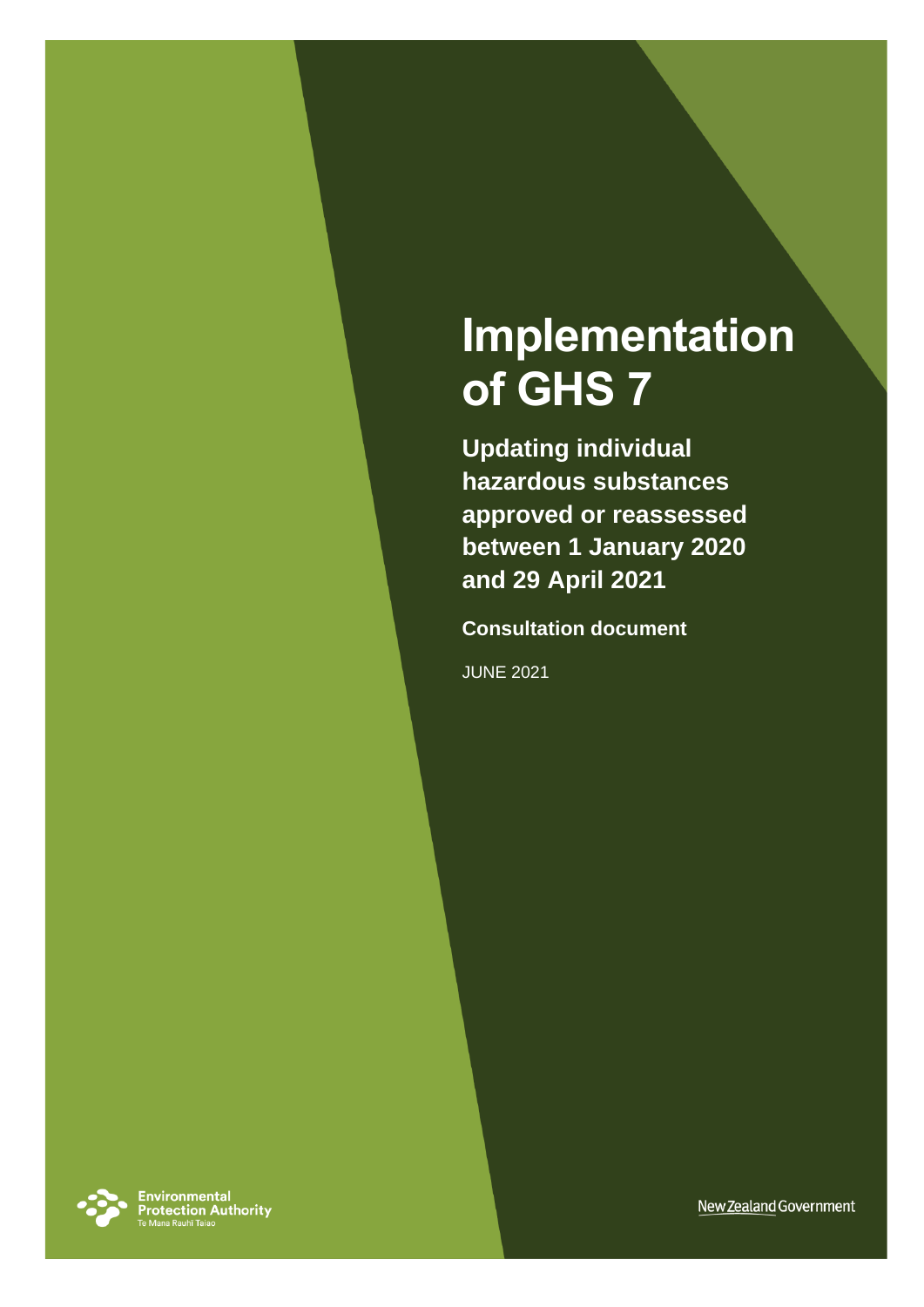# Implementation of GHS 7

## Updating individual hazardous substances approved or reassessed between 1 January 2020 and 29 April 2021

**Consultation document**

JUNE 2021

Environmental Protection Authority
Te Mana Rauhī Taiao

New Zealand Government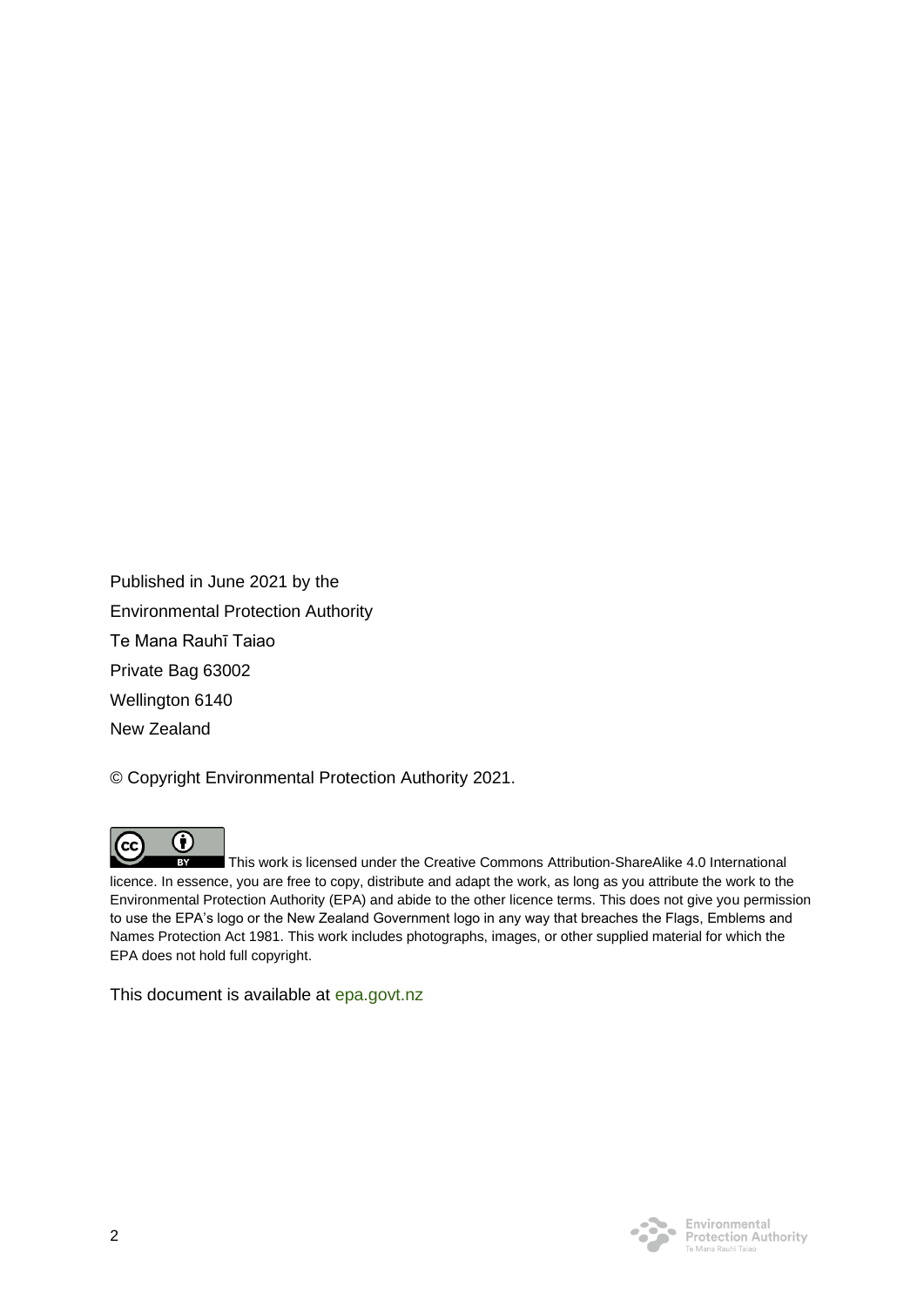Published in June 2021 by the
Environmental Protection Authority
Te Mana Rauhī Taiao
Private Bag 63002
Wellington 6140
New Zealand

© Copyright Environmental Protection Authority 2021.

This work is licensed under the Creative Commons Attribution-ShareAlike 4.0 International licence. In essence, you are free to copy, distribute and adapt the work, as long as you attribute the work to the Environmental Protection Authority (EPA) and abide to the other licence terms. This does not give you permission to use the EPA's logo or the New Zealand Government logo in any way that breaches the Flags, Emblems and Names Protection Act 1981. This work includes photographs, images, or other supplied material for which the EPA does not hold full copyright.

This document is available at epa.govt.nz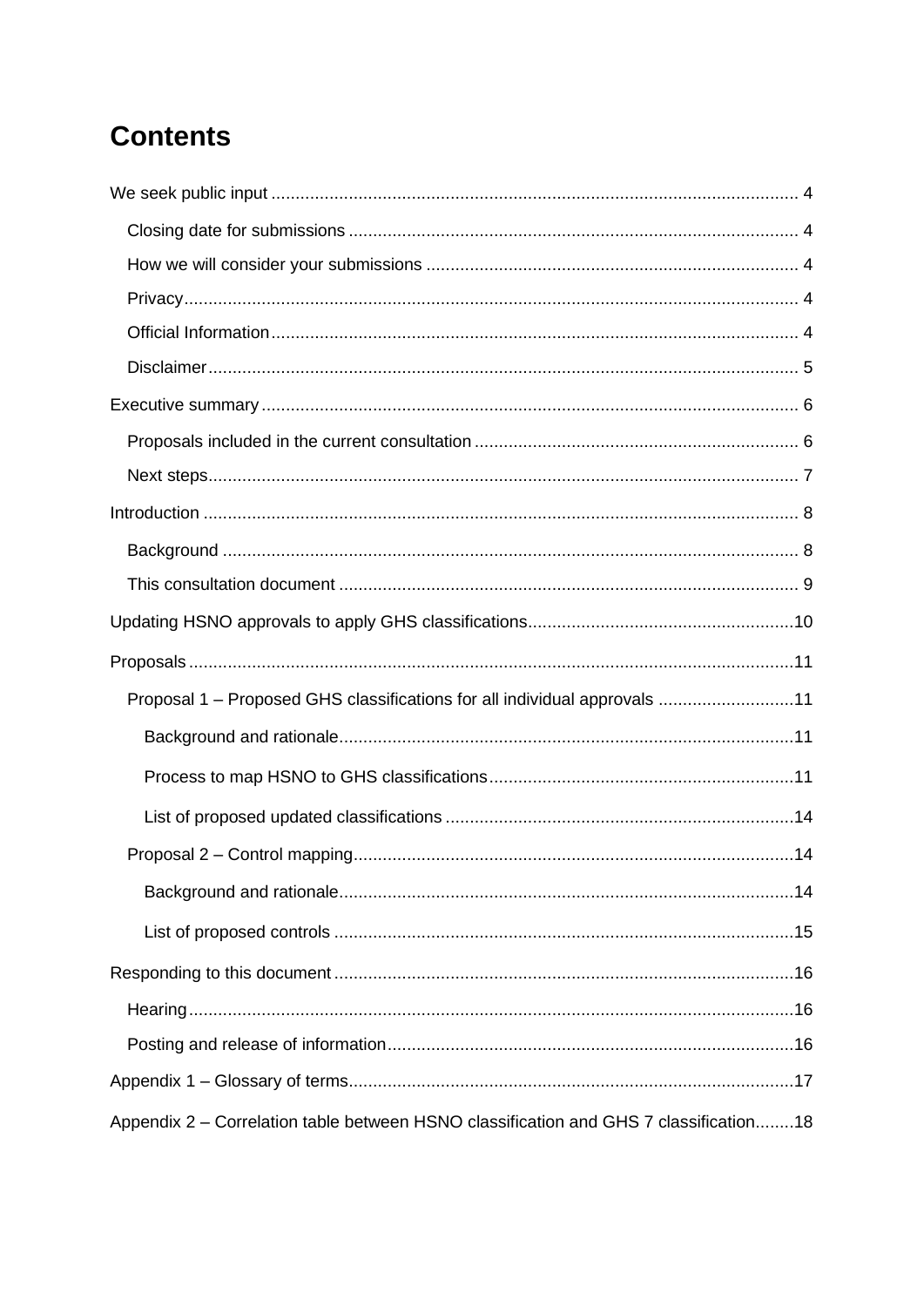# Contents

We seek public input .................................................. 4

- Closing date for submissions .................................................. 4
- How we will consider your submissions .................................................. 4
- Privacy .................................................. 4
- Official Information .................................................. 4
- Disclaimer .................................................. 5

Executive summary .................................................. 6

- Proposals included in the current consultation .................................................. 6
- Next steps .................................................. 7

Introduction .................................................. 8

- Background .................................................. 8
- This consultation document .................................................. 9

Updating HSNO approvals to apply GHS classifications .................................................. 10

Proposals .................................................. 11

- Proposal 1 – Proposed GHS classifications for all individual approvals .................................................. 11
  - Background and rationale .................................................. 11
  - Process to map HSNO to GHS classifications .................................................. 11
  - List of proposed updated classifications .................................................. 14
- Proposal 2 – Control mapping .................................................. 14
  - Background and rationale .................................................. 14
  - List of proposed controls .................................................. 15

Responding to this document .................................................. 16

- Hearing .................................................. 16
- Posting and release of information .................................................. 16

Appendix 1 – Glossary of terms .................................................. 17

Appendix 2 – Correlation table between HSNO classification and GHS 7 classification .................................................. 18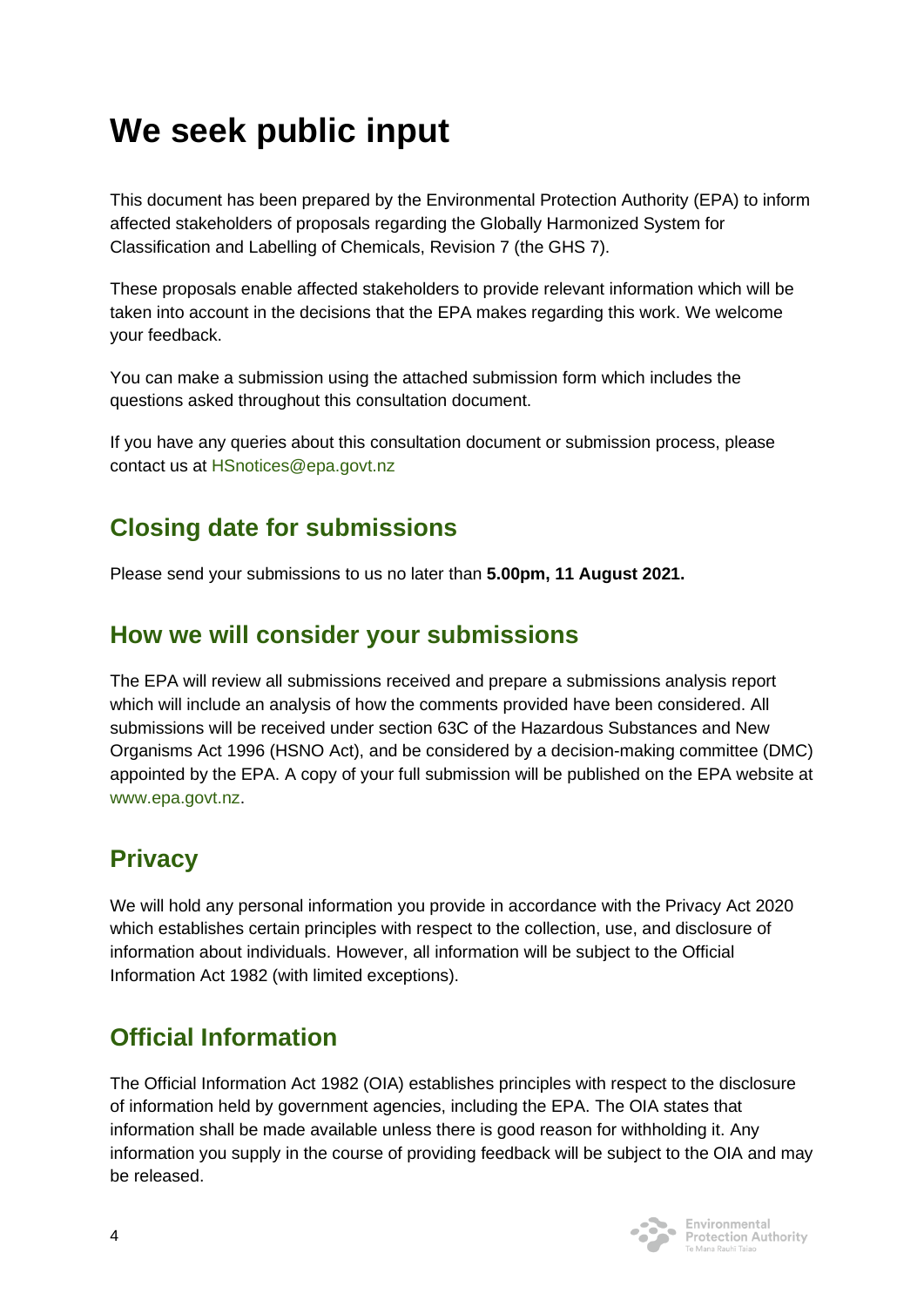# We seek public input

This document has been prepared by the Environmental Protection Authority (EPA) to inform affected stakeholders of proposals regarding the Globally Harmonized System for Classification and Labelling of Chemicals, Revision 7 (the GHS 7).

These proposals enable affected stakeholders to provide relevant information which will be taken into account in the decisions that the EPA makes regarding this work. We welcome your feedback.

You can make a submission using the attached submission form which includes the questions asked throughout this consultation document.

If you have any queries about this consultation document or submission process, please contact us at HSnotices@epa.govt.nz

## Closing date for submissions

Please send your submissions to us no later than **5.00pm, 11 August 2021.**

## How we will consider your submissions

The EPA will review all submissions received and prepare a submissions analysis report which will include an analysis of how the comments provided have been considered. All submissions will be received under section 63C of the Hazardous Substances and New Organisms Act 1996 (HSNO Act), and be considered by a decision-making committee (DMC) appointed by the EPA. A copy of your full submission will be published on the EPA website at www.epa.govt.nz.

## Privacy

We will hold any personal information you provide in accordance with the Privacy Act 2020 which establishes certain principles with respect to the collection, use, and disclosure of information about individuals. However, all information will be subject to the Official Information Act 1982 (with limited exceptions).

## Official Information

The Official Information Act 1982 (OIA) establishes principles with respect to the disclosure of information held by government agencies, including the EPA. The OIA states that information shall be made available unless there is good reason for withholding it. Any information you supply in the course of providing feedback will be subject to the OIA and may be released.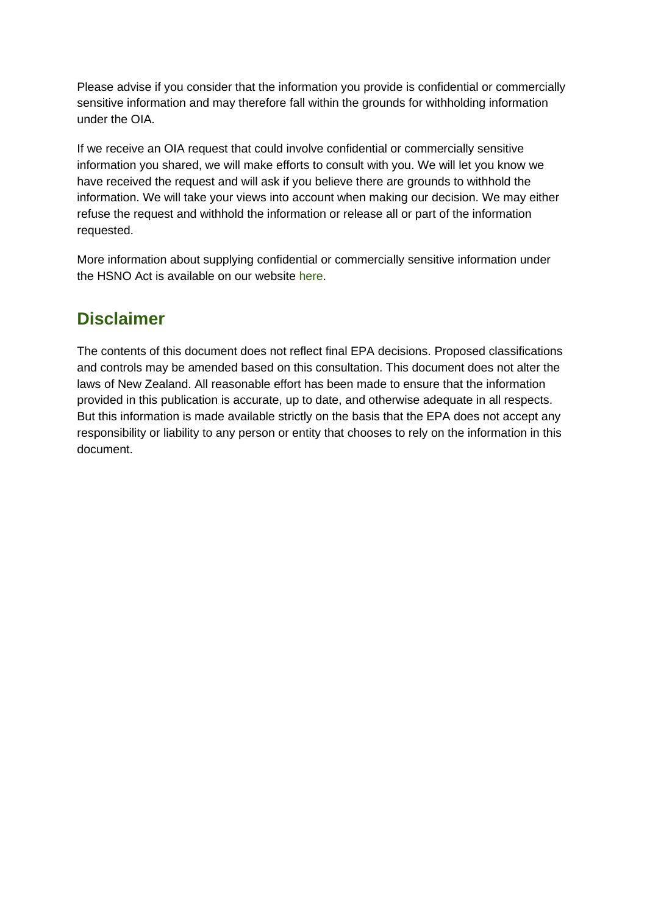Please advise if you consider that the information you provide is confidential or commercially sensitive information and may therefore fall within the grounds for withholding information under the OIA.

If we receive an OIA request that could involve confidential or commercially sensitive information you shared, we will make efforts to consult with you. We will let you know we have received the request and will ask if you believe there are grounds to withhold the information. We will take your views into account when making our decision. We may either refuse the request and withhold the information or release all or part of the information requested.

More information about supplying confidential or commercially sensitive information under the HSNO Act is available on our website here.

## Disclaimer

The contents of this document does not reflect final EPA decisions. Proposed classifications and controls may be amended based on this consultation. This document does not alter the laws of New Zealand. All reasonable effort has been made to ensure that the information provided in this publication is accurate, up to date, and otherwise adequate in all respects. But this information is made available strictly on the basis that the EPA does not accept any responsibility or liability to any person or entity that chooses to rely on the information in this document.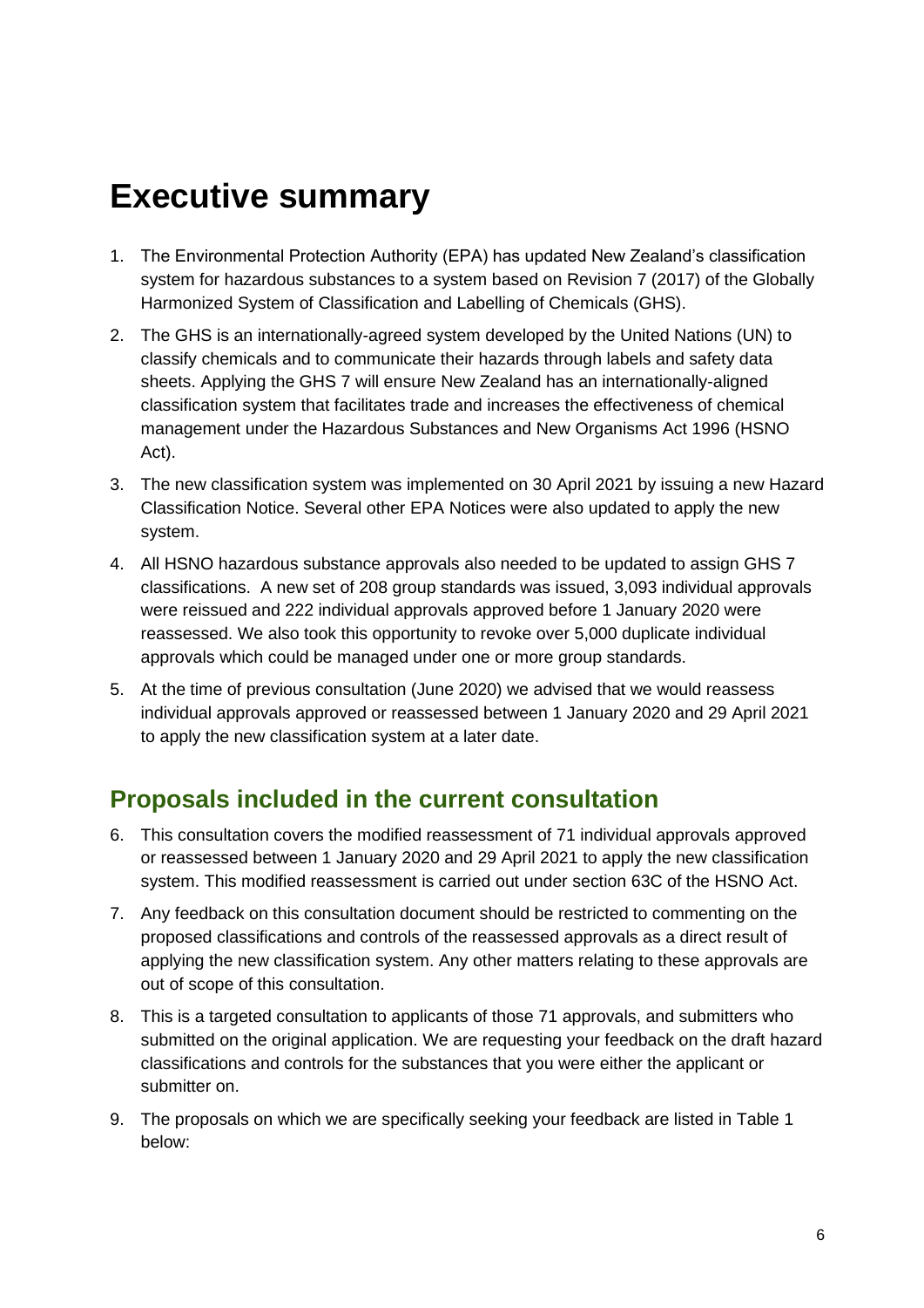# Executive summary

1. The Environmental Protection Authority (EPA) has updated New Zealand's classification system for hazardous substances to a system based on Revision 7 (2017) of the Globally Harmonized System of Classification and Labelling of Chemicals (GHS).
2. The GHS is an internationally-agreed system developed by the United Nations (UN) to classify chemicals and to communicate their hazards through labels and safety data sheets. Applying the GHS 7 will ensure New Zealand has an internationally-aligned classification system that facilitates trade and increases the effectiveness of chemical management under the Hazardous Substances and New Organisms Act 1996 (HSNO Act).
3. The new classification system was implemented on 30 April 2021 by issuing a new Hazard Classification Notice. Several other EPA Notices were also updated to apply the new system.
4. All HSNO hazardous substance approvals also needed to be updated to assign GHS 7 classifications. A new set of 208 group standards was issued, 3,093 individual approvals were reissued and 222 individual approvals approved before 1 January 2020 were reassessed. We also took this opportunity to revoke over 5,000 duplicate individual approvals which could be managed under one or more group standards.
5. At the time of previous consultation (June 2020) we advised that we would reassess individual approvals approved or reassessed between 1 January 2020 and 29 April 2021 to apply the new classification system at a later date.

## Proposals included in the current consultation

6. This consultation covers the modified reassessment of 71 individual approvals approved or reassessed between 1 January 2020 and 29 April 2021 to apply the new classification system. This modified reassessment is carried out under section 63C of the HSNO Act.
7. Any feedback on this consultation document should be restricted to commenting on the proposed classifications and controls of the reassessed approvals as a direct result of applying the new classification system. Any other matters relating to these approvals are out of scope of this consultation.
8. This is a targeted consultation to applicants of those 71 approvals, and submitters who submitted on the original application. We are requesting your feedback on the draft hazard classifications and controls for the substances that you were either the applicant or submitter on.
9. The proposals on which we are specifically seeking your feedback are listed in Table 1 below: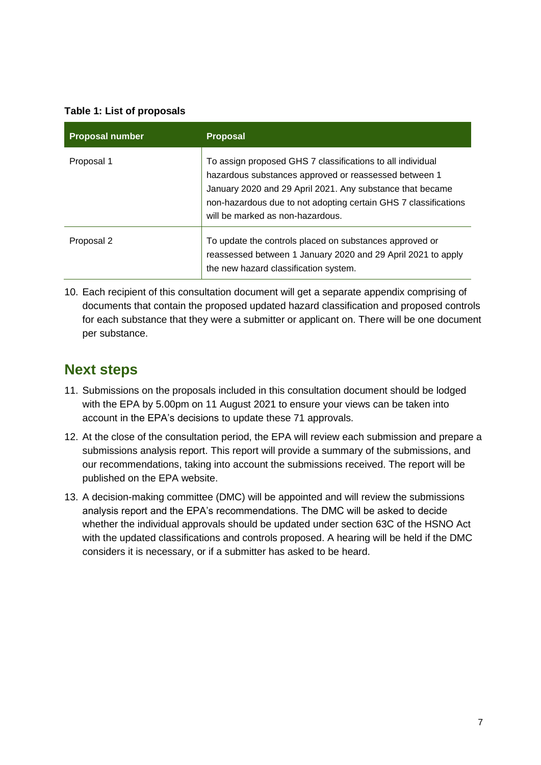**Table 1: List of proposals**

| Proposal number | Proposal |
| --- | --- |
| Proposal 1 | To assign proposed GHS 7 classifications to all individual hazardous substances approved or reassessed between 1 January 2020 and 29 April 2021. Any substance that became non-hazardous due to not adopting certain GHS 7 classifications will be marked as non-hazardous. |
| Proposal 2 | To update the controls placed on substances approved or reassessed between 1 January 2020 and 29 April 2021 to apply the new hazard classification system. |

10. Each recipient of this consultation document will get a separate appendix comprising of documents that contain the proposed updated hazard classification and proposed controls for each substance that they were a submitter or applicant on. There will be one document per substance.

## Next steps

11. Submissions on the proposals included in this consultation document should be lodged with the EPA by 5.00pm on 11 August 2021 to ensure your views can be taken into account in the EPA's decisions to update these 71 approvals.
12. At the close of the consultation period, the EPA will review each submission and prepare a submissions analysis report. This report will provide a summary of the submissions, and our recommendations, taking into account the submissions received. The report will be published on the EPA website.
13. A decision-making committee (DMC) will be appointed and will review the submissions analysis report and the EPA's recommendations. The DMC will be asked to decide whether the individual approvals should be updated under section 63C of the HSNO Act with the updated classifications and controls proposed. A hearing will be held if the DMC considers it is necessary, or if a submitter has asked to be heard.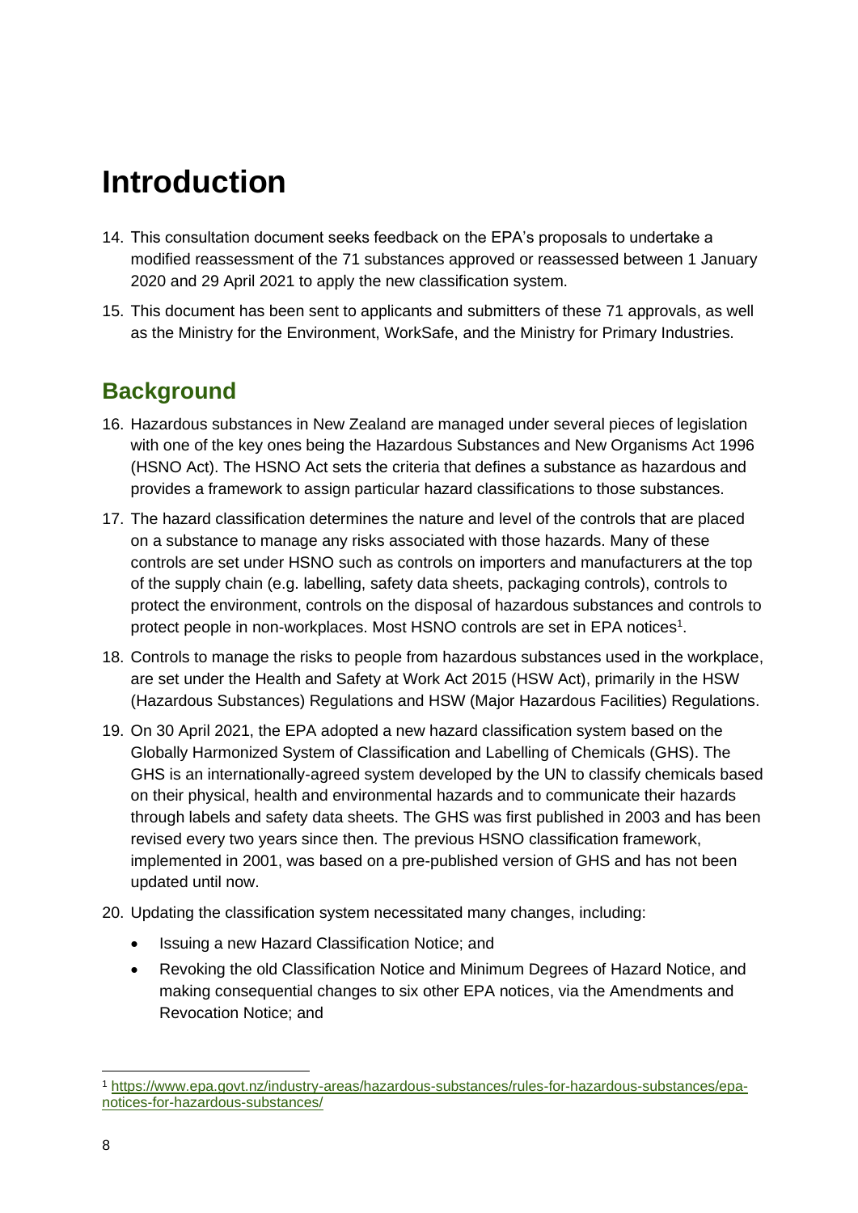# Introduction

14. This consultation document seeks feedback on the EPA's proposals to undertake a modified reassessment of the 71 substances approved or reassessed between 1 January 2020 and 29 April 2021 to apply the new classification system.

15. This document has been sent to applicants and submitters of these 71 approvals, as well as the Ministry for the Environment, WorkSafe, and the Ministry for Primary Industries.

## Background

16. Hazardous substances in New Zealand are managed under several pieces of legislation with one of the key ones being the Hazardous Substances and New Organisms Act 1996 (HSNO Act). The HSNO Act sets the criteria that defines a substance as hazardous and provides a framework to assign particular hazard classifications to those substances.

17. The hazard classification determines the nature and level of the controls that are placed on a substance to manage any risks associated with those hazards. Many of these controls are set under HSNO such as controls on importers and manufacturers at the top of the supply chain (e.g. labelling, safety data sheets, packaging controls), controls to protect the environment, controls on the disposal of hazardous substances and controls to protect people in non-workplaces. Most HSNO controls are set in EPA notices[1].

18. Controls to manage the risks to people from hazardous substances used in the workplace, are set under the Health and Safety at Work Act 2015 (HSW Act), primarily in the HSW (Hazardous Substances) Regulations and HSW (Major Hazardous Facilities) Regulations.

19. On 30 April 2021, the EPA adopted a new hazard classification system based on the Globally Harmonized System of Classification and Labelling of Chemicals (GHS). The GHS is an internationally-agreed system developed by the UN to classify chemicals based on their physical, health and environmental hazards and to communicate their hazards through labels and safety data sheets. The GHS was first published in 2003 and has been revised every two years since then. The previous HSNO classification framework, implemented in 2001, was based on a pre-published version of GHS and has not been updated until now.

20. Updating the classification system necessitated many changes, including:
    - Issuing a new Hazard Classification Notice; and
    - Revoking the old Classification Notice and Minimum Degrees of Hazard Notice, and making consequential changes to six other EPA notices, via the Amendments and Revocation Notice; and

[1] https://www.epa.govt.nz/industry-areas/hazardous-substances/rules-for-hazardous-substances/epa-notices-for-hazardous-substances/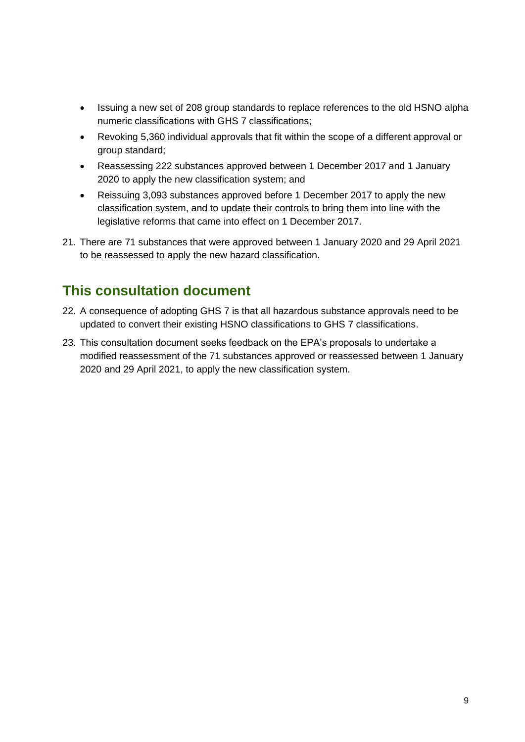- Issuing a new set of 208 group standards to replace references to the old HSNO alpha numeric classifications with GHS 7 classifications;
- Revoking 5,360 individual approvals that fit within the scope of a different approval or group standard;
- Reassessing 222 substances approved between 1 December 2017 and 1 January 2020 to apply the new classification system; and
- Reissuing 3,093 substances approved before 1 December 2017 to apply the new classification system, and to update their controls to bring them into line with the legislative reforms that came into effect on 1 December 2017.

21. There are 71 substances that were approved between 1 January 2020 and 29 April 2021 to be reassessed to apply the new hazard classification.

## This consultation document

22. A consequence of adopting GHS 7 is that all hazardous substance approvals need to be updated to convert their existing HSNO classifications to GHS 7 classifications.
23. This consultation document seeks feedback on the EPA's proposals to undertake a modified reassessment of the 71 substances approved or reassessed between 1 January 2020 and 29 April 2021, to apply the new classification system.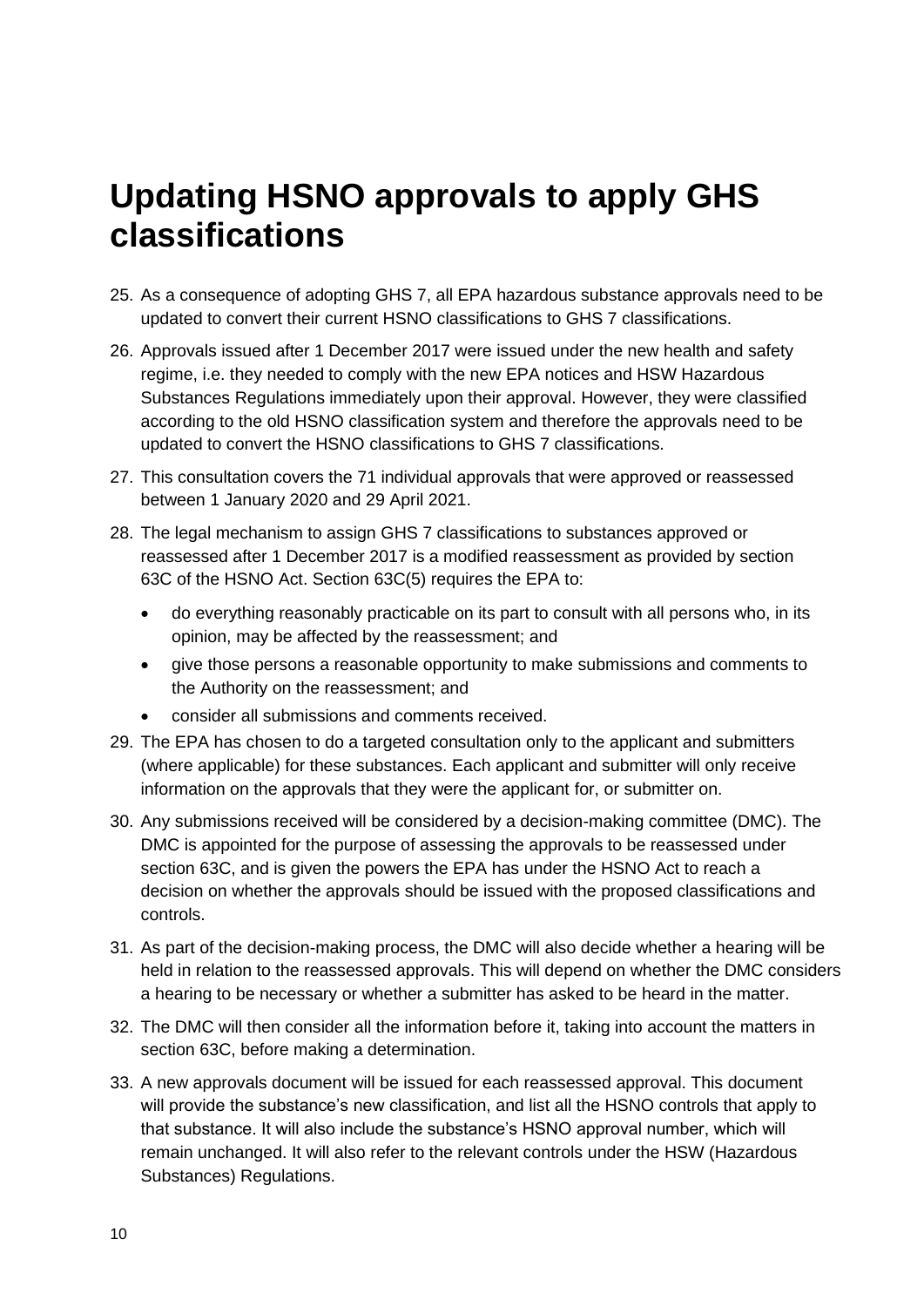# Updating HSNO approvals to apply GHS classifications

25. As a consequence of adopting GHS 7, all EPA hazardous substance approvals need to be updated to convert their current HSNO classifications to GHS 7 classifications.
26. Approvals issued after 1 December 2017 were issued under the new health and safety regime, i.e. they needed to comply with the new EPA notices and HSW Hazardous Substances Regulations immediately upon their approval. However, they were classified according to the old HSNO classification system and therefore the approvals need to be updated to convert the HSNO classifications to GHS 7 classifications.
27. This consultation covers the 71 individual approvals that were approved or reassessed between 1 January 2020 and 29 April 2021.
28. The legal mechanism to assign GHS 7 classifications to substances approved or reassessed after 1 December 2017 is a modified reassessment as provided by section 63C of the HSNO Act. Section 63C(5) requires the EPA to:
    - do everything reasonably practicable on its part to consult with all persons who, in its opinion, may be affected by the reassessment; and
    - give those persons a reasonable opportunity to make submissions and comments to the Authority on the reassessment; and
    - consider all submissions and comments received.
29. The EPA has chosen to do a targeted consultation only to the applicant and submitters (where applicable) for these substances. Each applicant and submitter will only receive information on the approvals that they were the applicant for, or submitter on.
30. Any submissions received will be considered by a decision-making committee (DMC). The DMC is appointed for the purpose of assessing the approvals to be reassessed under section 63C, and is given the powers the EPA has under the HSNO Act to reach a decision on whether the approvals should be issued with the proposed classifications and controls.
31. As part of the decision-making process, the DMC will also decide whether a hearing will be held in relation to the reassessed approvals. This will depend on whether the DMC considers a hearing to be necessary or whether a submitter has asked to be heard in the matter.
32. The DMC will then consider all the information before it, taking into account the matters in section 63C, before making a determination.
33. A new approvals document will be issued for each reassessed approval. This document will provide the substance's new classification, and list all the HSNO controls that apply to that substance. It will also include the substance's HSNO approval number, which will remain unchanged. It will also refer to the relevant controls under the HSW (Hazardous Substances) Regulations.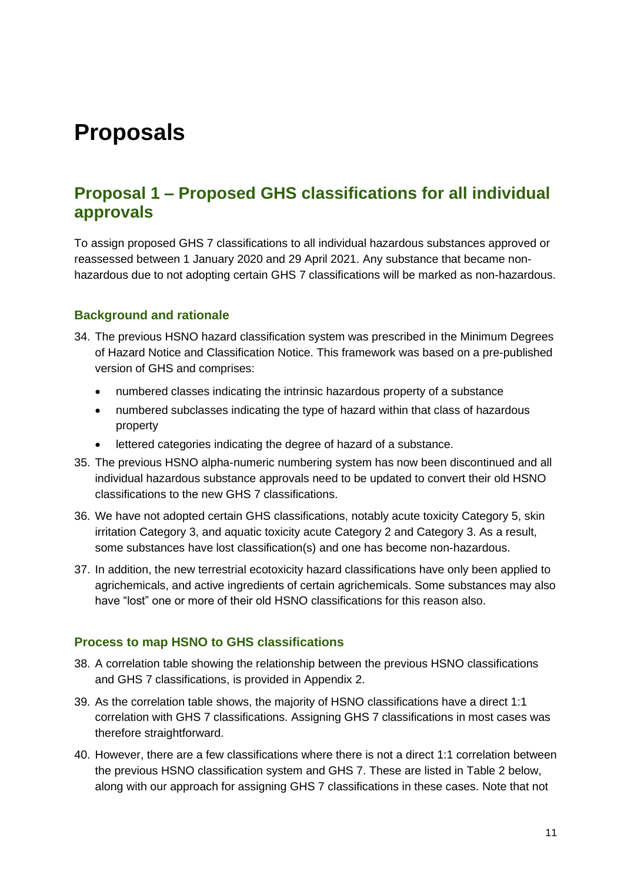# Proposals

## Proposal 1 – Proposed GHS classifications for all individual approvals

To assign proposed GHS 7 classifications to all individual hazardous substances approved or reassessed between 1 January 2020 and 29 April 2021. Any substance that became non-hazardous due to not adopting certain GHS 7 classifications will be marked as non-hazardous.

### Background and rationale

34. The previous HSNO hazard classification system was prescribed in the Minimum Degrees of Hazard Notice and Classification Notice. This framework was based on a pre-published version of GHS and comprises:
    - numbered classes indicating the intrinsic hazardous property of a substance
    - numbered subclasses indicating the type of hazard within that class of hazardous property
    - lettered categories indicating the degree of hazard of a substance.
35. The previous HSNO alpha-numeric numbering system has now been discontinued and all individual hazardous substance approvals need to be updated to convert their old HSNO classifications to the new GHS 7 classifications.
36. We have not adopted certain GHS classifications, notably acute toxicity Category 5, skin irritation Category 3, and aquatic toxicity acute Category 2 and Category 3. As a result, some substances have lost classification(s) and one has become non-hazardous.
37. In addition, the new terrestrial ecotoxicity hazard classifications have only been applied to agrichemicals, and active ingredients of certain agrichemicals. Some substances may also have "lost" one or more of their old HSNO classifications for this reason also.

### Process to map HSNO to GHS classifications

38. A correlation table showing the relationship between the previous HSNO classifications and GHS 7 classifications, is provided in Appendix 2.
39. As the correlation table shows, the majority of HSNO classifications have a direct 1:1 correlation with GHS 7 classifications. Assigning GHS 7 classifications in most cases was therefore straightforward.
40. However, there are a few classifications where there is not a direct 1:1 correlation between the previous HSNO classification system and GHS 7. These are listed in Table 2 below, along with our approach for assigning GHS 7 classifications in these cases. Note that not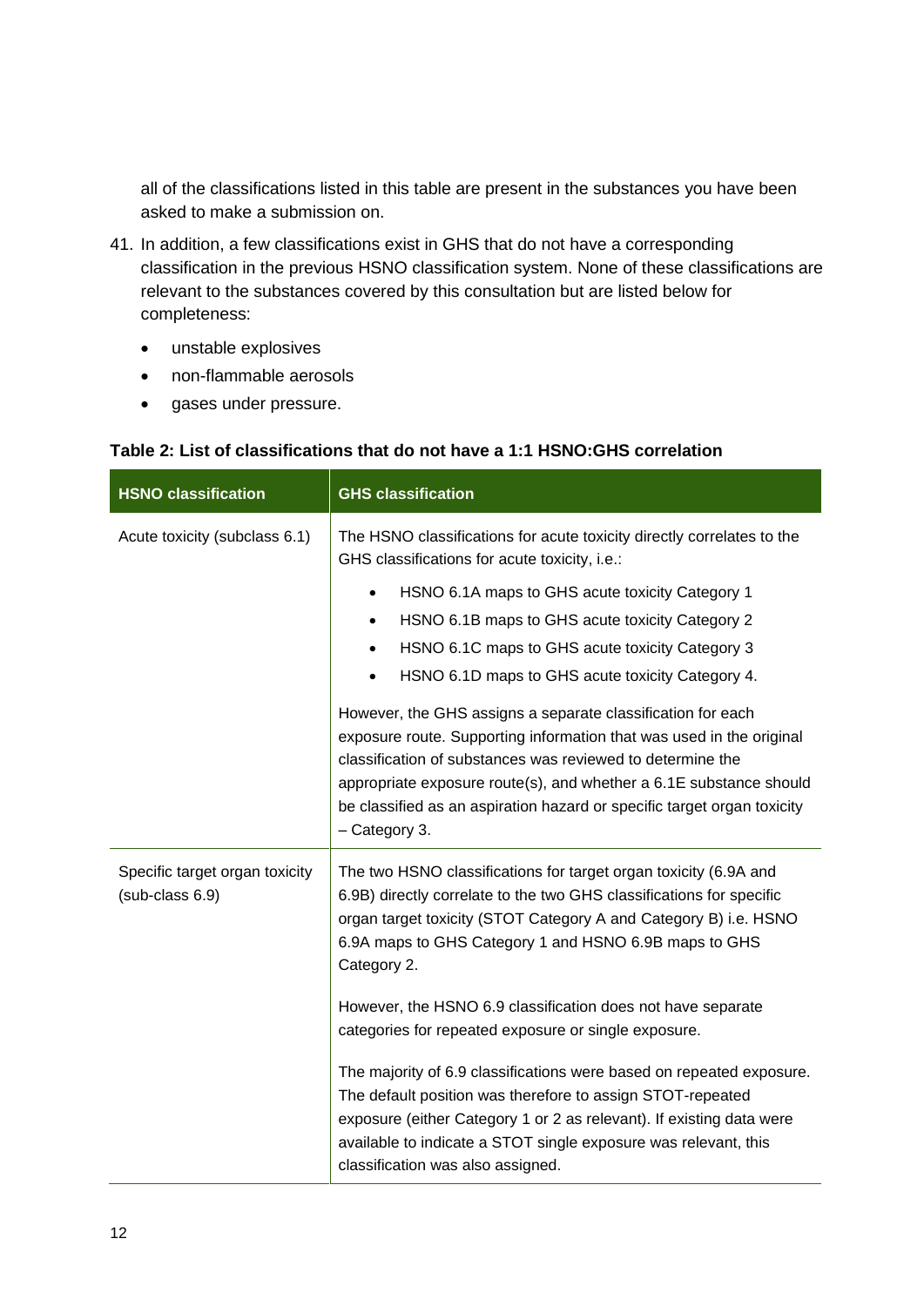all of the classifications listed in this table are present in the substances you have been asked to make a submission on.

41. In addition, a few classifications exist in GHS that do not have a corresponding classification in the previous HSNO classification system. None of these classifications are relevant to the substances covered by this consultation but are listed below for completeness:

    - unstable explosives
    - non-flammable aerosols
    - gases under pressure.

**Table 2: List of classifications that do not have a 1:1 HSNO:GHS correlation**

| HSNO classification | GHS classification |
|---|---|
| Acute toxicity (subclass 6.1) | The HSNO classifications for acute toxicity directly correlates to the GHS classifications for acute toxicity, i.e.:<br>• HSNO 6.1A maps to GHS acute toxicity Category 1<br>• HSNO 6.1B maps to GHS acute toxicity Category 2<br>• HSNO 6.1C maps to GHS acute toxicity Category 3<br>• HSNO 6.1D maps to GHS acute toxicity Category 4.<br><br>However, the GHS assigns a separate classification for each exposure route. Supporting information that was used in the original classification of substances was reviewed to determine the appropriate exposure route(s), and whether a 6.1E substance should be classified as an aspiration hazard or specific target organ toxicity – Category 3. |
| Specific target organ toxicity (sub-class 6.9) | The two HSNO classifications for target organ toxicity (6.9A and 6.9B) directly correlate to the two GHS classifications for specific organ target toxicity (STOT Category A and Category B) i.e. HSNO 6.9A maps to GHS Category 1 and HSNO 6.9B maps to GHS Category 2.<br><br>However, the HSNO 6.9 classification does not have separate categories for repeated exposure or single exposure.<br><br>The majority of 6.9 classifications were based on repeated exposure. The default position was therefore to assign STOT-repeated exposure (either Category 1 or 2 as relevant). If existing data were available to indicate a STOT single exposure was relevant, this classification was also assigned. |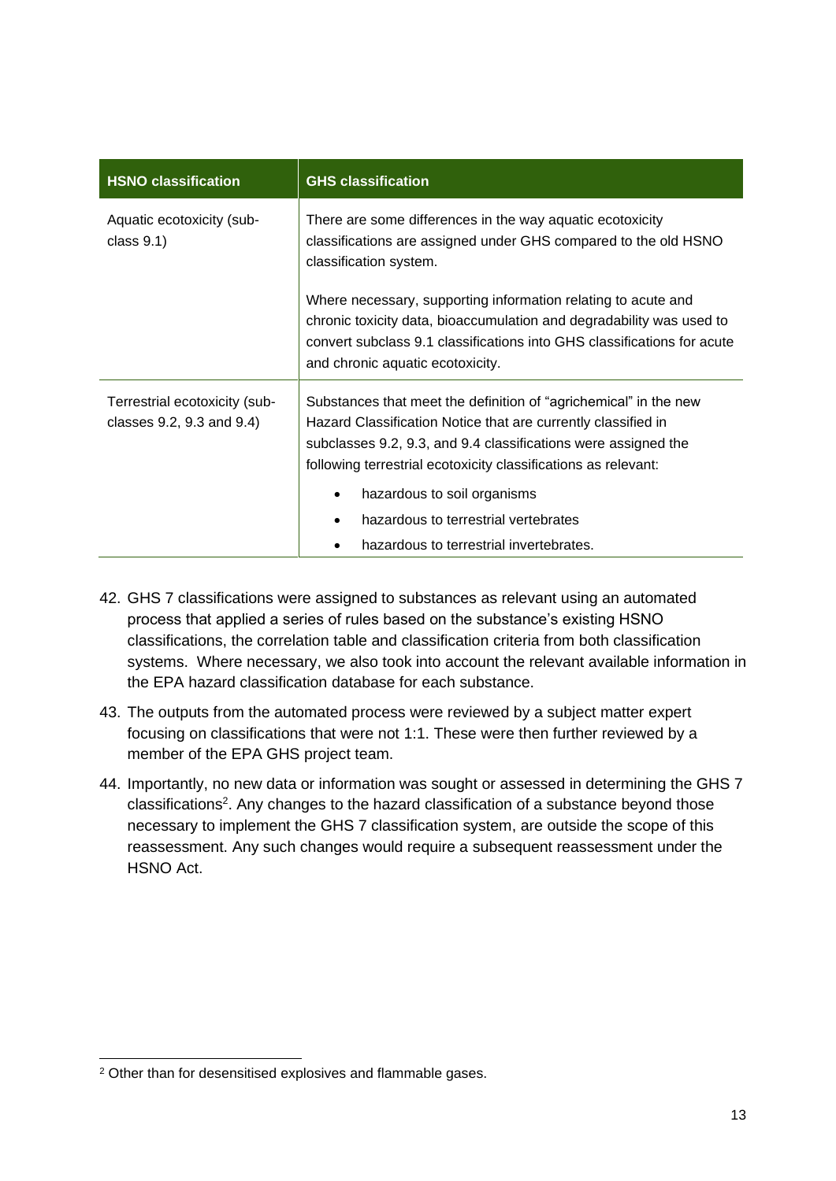| HSNO classification | GHS classification |
| --- | --- |
| Aquatic ecotoxicity (sub-class 9.1) | There are some differences in the way aquatic ecotoxicity classifications are assigned under GHS compared to the old HSNO classification system.<br><br>Where necessary, supporting information relating to acute and chronic toxicity data, bioaccumulation and degradability was used to convert subclass 9.1 classifications into GHS classifications for acute and chronic aquatic ecotoxicity. |
| Terrestrial ecotoxicity (sub-classes 9.2, 9.3 and 9.4) | Substances that meet the definition of "agrichemical" in the new Hazard Classification Notice that are currently classified in subclasses 9.2, 9.3, and 9.4 classifications were assigned the following terrestrial ecotoxicity classifications as relevant:<br>• hazardous to soil organisms<br>• hazardous to terrestrial vertebrates<br>• hazardous to terrestrial invertebrates. |

42. GHS 7 classifications were assigned to substances as relevant using an automated process that applied a series of rules based on the substance's existing HSNO classifications, the correlation table and classification criteria from both classification systems. Where necessary, we also took into account the relevant available information in the EPA hazard classification database for each substance.

43. The outputs from the automated process were reviewed by a subject matter expert focusing on classifications that were not 1:1. These were then further reviewed by a member of the EPA GHS project team.

44. Importantly, no new data or information was sought or assessed in determining the GHS 7 classifications[2]. Any changes to the hazard classification of a substance beyond those necessary to implement the GHS 7 classification system, are outside the scope of this reassessment. Any such changes would require a subsequent reassessment under the HSNO Act.

[2] Other than for desensitised explosives and flammable gases.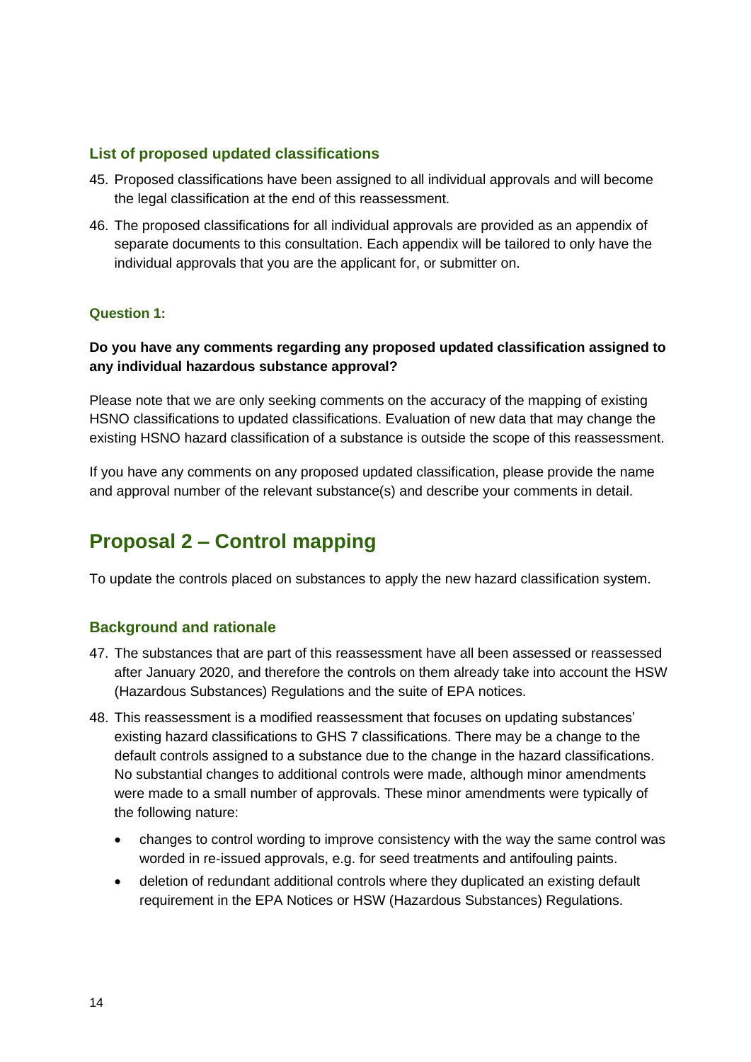### List of proposed updated classifications

45. Proposed classifications have been assigned to all individual approvals and will become the legal classification at the end of this reassessment.
46. The proposed classifications for all individual approvals are provided as an appendix of separate documents to this consultation. Each appendix will be tailored to only have the individual approvals that you are the applicant for, or submitter on.

#### Question 1:

**Do you have any comments regarding any proposed updated classification assigned to any individual hazardous substance approval?**

Please note that we are only seeking comments on the accuracy of the mapping of existing HSNO classifications to updated classifications. Evaluation of new data that may change the existing HSNO hazard classification of a substance is outside the scope of this reassessment.

If you have any comments on any proposed updated classification, please provide the name and approval number of the relevant substance(s) and describe your comments in detail.

## Proposal 2 – Control mapping

To update the controls placed on substances to apply the new hazard classification system.

### Background and rationale

47. The substances that are part of this reassessment have all been assessed or reassessed after January 2020, and therefore the controls on them already take into account the HSW (Hazardous Substances) Regulations and the suite of EPA notices.
48. This reassessment is a modified reassessment that focuses on updating substances' existing hazard classifications to GHS 7 classifications. There may be a change to the default controls assigned to a substance due to the change in the hazard classifications. No substantial changes to additional controls were made, although minor amendments were made to a small number of approvals. These minor amendments were typically of the following nature:
    - changes to control wording to improve consistency with the way the same control was worded in re-issued approvals, e.g. for seed treatments and antifouling paints.
    - deletion of redundant additional controls where they duplicated an existing default requirement in the EPA Notices or HSW (Hazardous Substances) Regulations.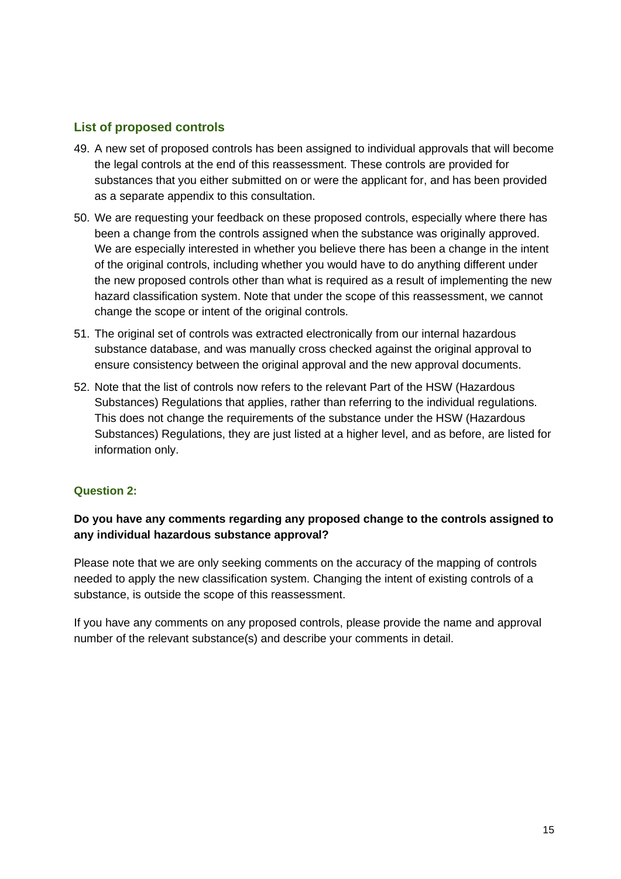### List of proposed controls

49. A new set of proposed controls has been assigned to individual approvals that will become the legal controls at the end of this reassessment. These controls are provided for substances that you either submitted on or were the applicant for, and has been provided as a separate appendix to this consultation.
50. We are requesting your feedback on these proposed controls, especially where there has been a change from the controls assigned when the substance was originally approved. We are especially interested in whether you believe there has been a change in the intent of the original controls, including whether you would have to do anything different under the new proposed controls other than what is required as a result of implementing the new hazard classification system. Note that under the scope of this reassessment, we cannot change the scope or intent of the original controls.
51. The original set of controls was extracted electronically from our internal hazardous substance database, and was manually cross checked against the original approval to ensure consistency between the original approval and the new approval documents.
52. Note that the list of controls now refers to the relevant Part of the HSW (Hazardous Substances) Regulations that applies, rather than referring to the individual regulations. This does not change the requirements of the substance under the HSW (Hazardous Substances) Regulations, they are just listed at a higher level, and as before, are listed for information only.

#### Question 2:

**Do you have any comments regarding any proposed change to the controls assigned to any individual hazardous substance approval?**

Please note that we are only seeking comments on the accuracy of the mapping of controls needed to apply the new classification system. Changing the intent of existing controls of a substance, is outside the scope of this reassessment.

If you have any comments on any proposed controls, please provide the name and approval number of the relevant substance(s) and describe your comments in detail.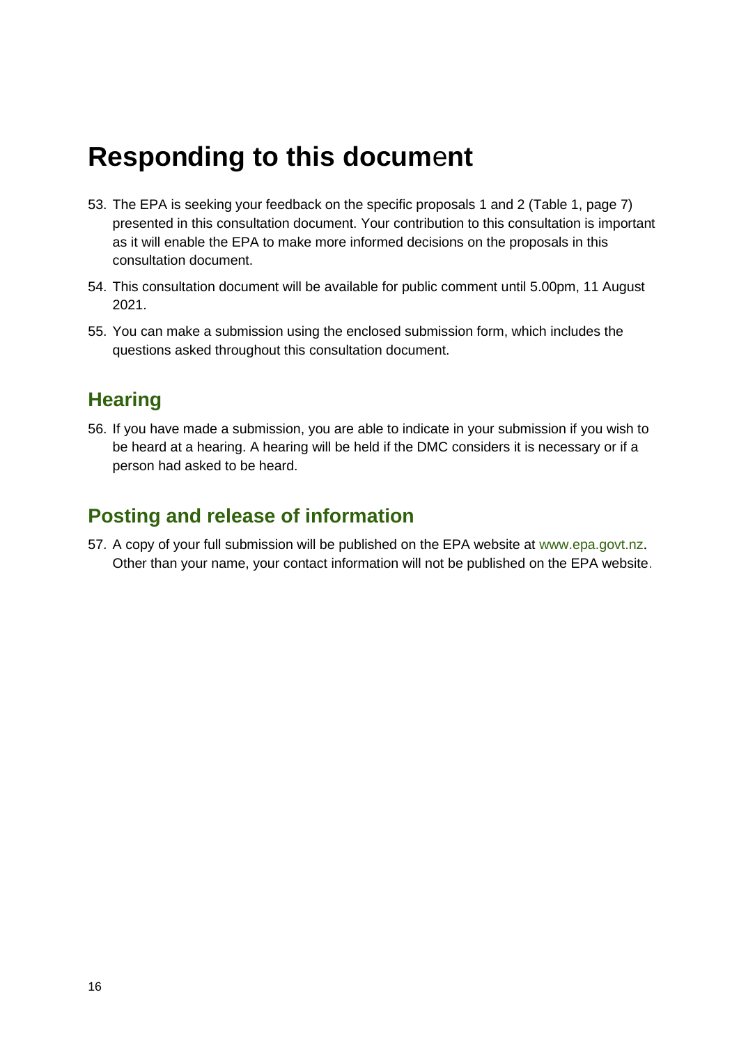# Responding to this document

53. The EPA is seeking your feedback on the specific proposals 1 and 2 (Table 1, page 7) presented in this consultation document. Your contribution to this consultation is important as it will enable the EPA to make more informed decisions on the proposals in this consultation document.

54. This consultation document will be available for public comment until 5.00pm, 11 August 2021.

55. You can make a submission using the enclosed submission form, which includes the questions asked throughout this consultation document.

## Hearing

56. If you have made a submission, you are able to indicate in your submission if you wish to be heard at a hearing. A hearing will be held if the DMC considers it is necessary or if a person had asked to be heard.

## Posting and release of information

57. A copy of your full submission will be published on the EPA website at www.epa.govt.nz. Other than your name, your contact information will not be published on the EPA website.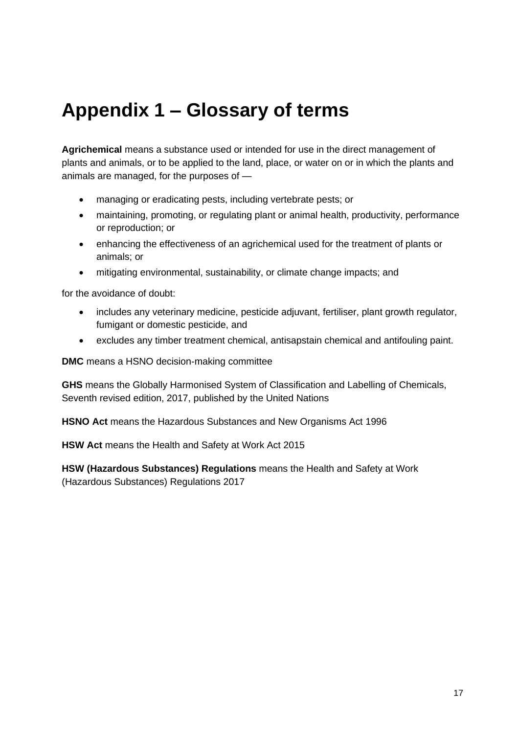# Appendix 1 – Glossary of terms

**Agrichemical** means a substance used or intended for use in the direct management of plants and animals, or to be applied to the land, place, or water on or in which the plants and animals are managed, for the purposes of —

- managing or eradicating pests, including vertebrate pests; or
- maintaining, promoting, or regulating plant or animal health, productivity, performance or reproduction; or
- enhancing the effectiveness of an agrichemical used for the treatment of plants or animals; or
- mitigating environmental, sustainability, or climate change impacts; and

for the avoidance of doubt:

- includes any veterinary medicine, pesticide adjuvant, fertiliser, plant growth regulator, fumigant or domestic pesticide, and
- excludes any timber treatment chemical, antisapstain chemical and antifouling paint.

**DMC** means a HSNO decision-making committee

**GHS** means the Globally Harmonised System of Classification and Labelling of Chemicals, Seventh revised edition, 2017, published by the United Nations

**HSNO Act** means the Hazardous Substances and New Organisms Act 1996

**HSW Act** means the Health and Safety at Work Act 2015

**HSW (Hazardous Substances) Regulations** means the Health and Safety at Work (Hazardous Substances) Regulations 2017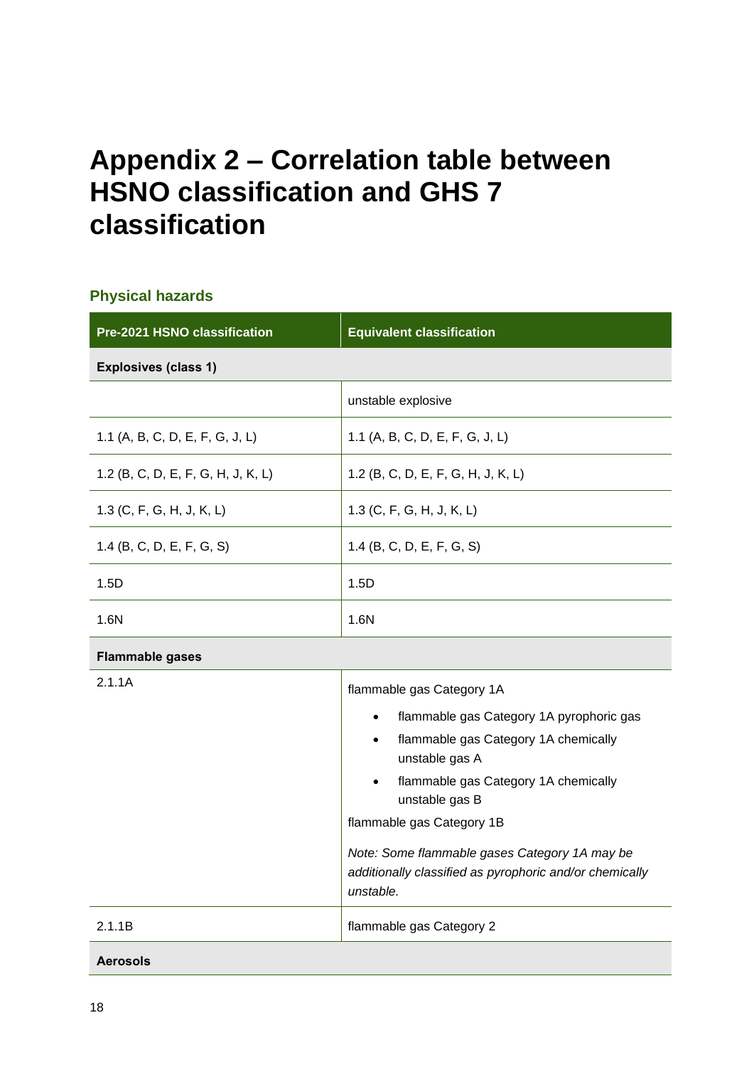# Appendix 2 – Correlation table between HSNO classification and GHS 7 classification

### Physical hazards

| Pre-2021 HSNO classification | Equivalent classification |
|---|---|
| **Explosives (class 1)** | |
| | unstable explosive |
| 1.1 (A, B, C, D, E, F, G, J, L) | 1.1 (A, B, C, D, E, F, G, J, L) |
| 1.2 (B, C, D, E, F, G, H, J, K, L) | 1.2 (B, C, D, E, F, G, H, J, K, L) |
| 1.3 (C, F, G, H, J, K, L) | 1.3 (C, F, G, H, J, K, L) |
| 1.4 (B, C, D, E, F, G, S) | 1.4 (B, C, D, E, F, G, S) |
| 1.5D | 1.5D |
| 1.6N | 1.6N |
| **Flammable gases** | |
| 2.1.1A | flammable gas Category 1A<br>• flammable gas Category 1A pyrophoric gas<br>• flammable gas Category 1A chemically unstable gas A<br>• flammable gas Category 1A chemically unstable gas B<br>flammable gas Category 1B<br>*Note: Some flammable gases Category 1A may be additionally classified as pyrophoric and/or chemically unstable.* |
| 2.1.1B | flammable gas Category 2 |
| **Aerosols** | |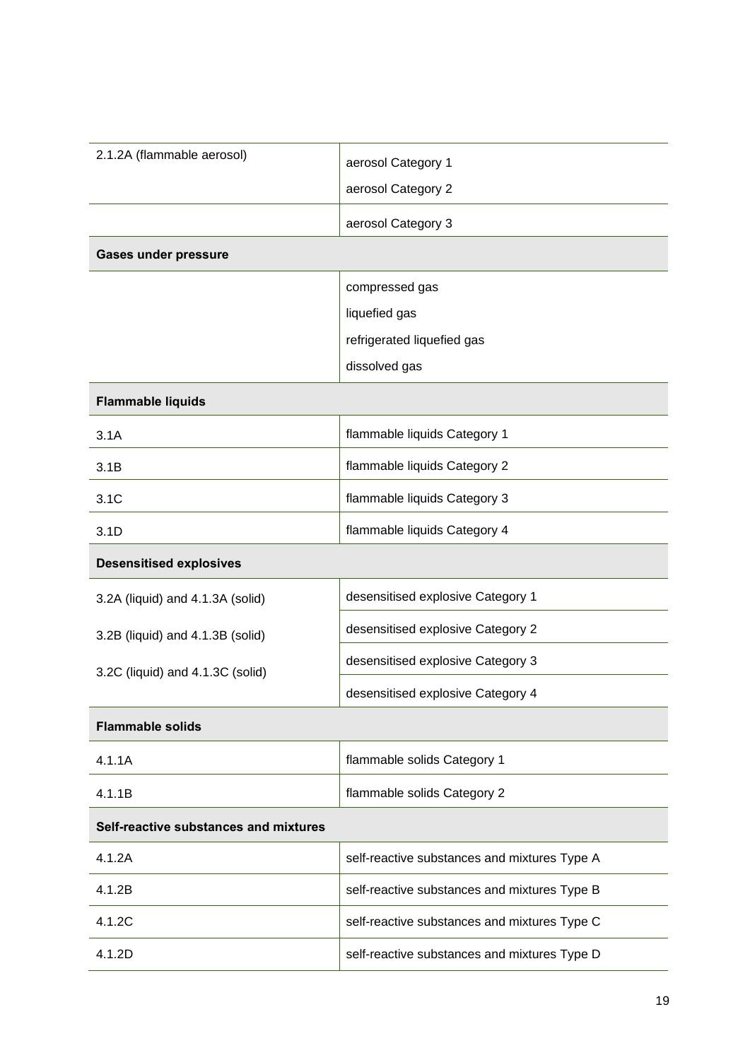| | |
|---|---|
| 2.1.2A (flammable aerosol) | aerosol Category 1<br>aerosol Category 2 |
| | aerosol Category 3 |
| **Gases under pressure** | |
| | compressed gas<br>liquefied gas<br>refrigerated liquefied gas<br>dissolved gas |
| **Flammable liquids** | |
| 3.1A | flammable liquids Category 1 |
| 3.1B | flammable liquids Category 2 |
| 3.1C | flammable liquids Category 3 |
| 3.1D | flammable liquids Category 4 |
| **Desensitised explosives** | |
| 3.2A (liquid) and 4.1.3A (solid) | desensitised explosive Category 1 |
| 3.2B (liquid) and 4.1.3B (solid) | desensitised explosive Category 2 |
| 3.2C (liquid) and 4.1.3C (solid) | desensitised explosive Category 3 |
| | desensitised explosive Category 4 |
| **Flammable solids** | |
| 4.1.1A | flammable solids Category 1 |
| 4.1.1B | flammable solids Category 2 |
| **Self-reactive substances and mixtures** | |
| 4.1.2A | self-reactive substances and mixtures Type A |
| 4.1.2B | self-reactive substances and mixtures Type B |
| 4.1.2C | self-reactive substances and mixtures Type C |
| 4.1.2D | self-reactive substances and mixtures Type D |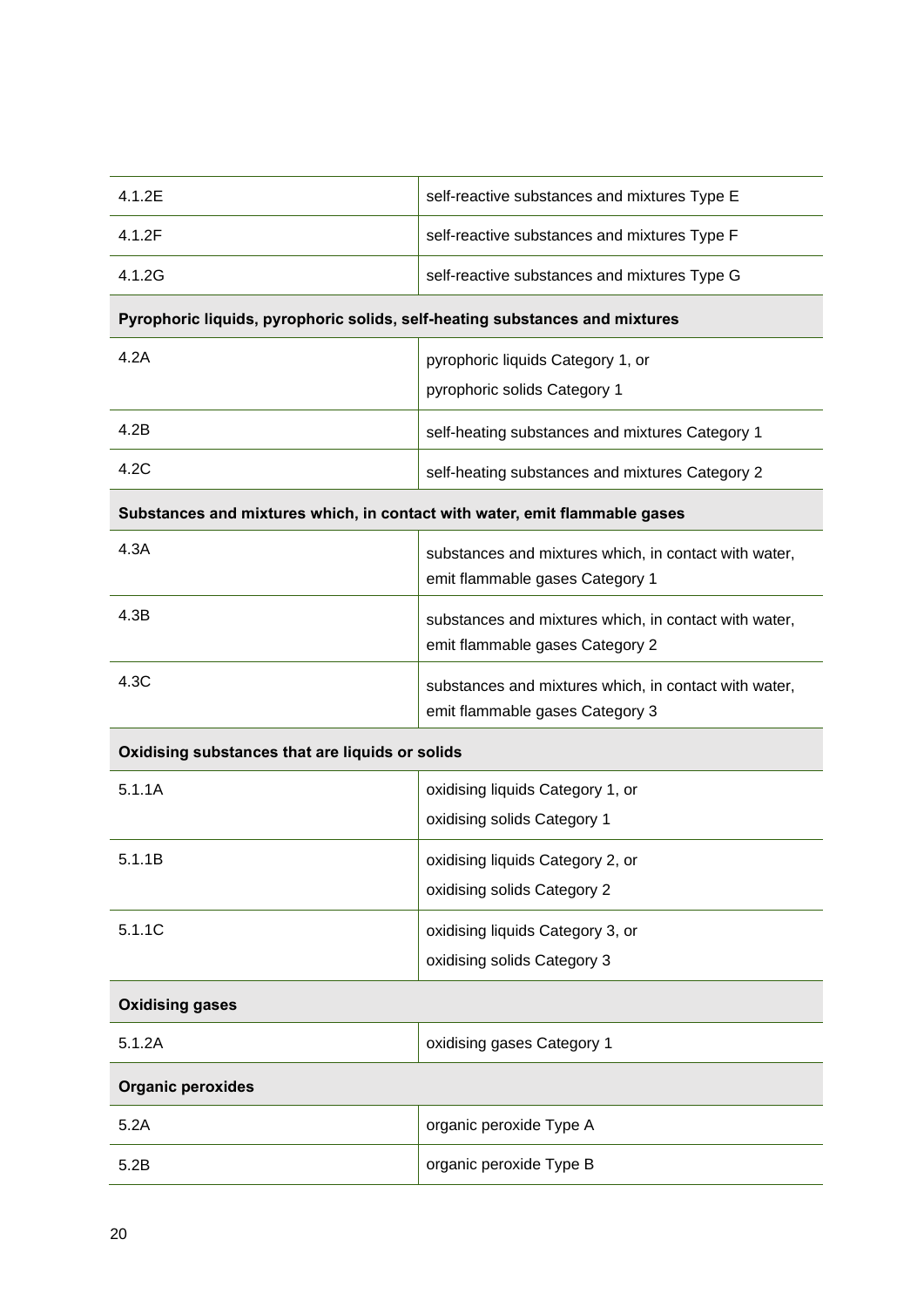| | |
|---|---|
| 4.1.2E | self-reactive substances and mixtures Type E |
| 4.1.2F | self-reactive substances and mixtures Type F |
| 4.1.2G | self-reactive substances and mixtures Type G |
| **Pyrophoric liquids, pyrophoric solids, self-heating substances and mixtures** | |
| 4.2A | pyrophoric liquids Category 1, or<br>pyrophoric solids Category 1 |
| 4.2B | self-heating substances and mixtures Category 1 |
| 4.2C | self-heating substances and mixtures Category 2 |
| **Substances and mixtures which, in contact with water, emit flammable gases** | |
| 4.3A | substances and mixtures which, in contact with water, emit flammable gases Category 1 |
| 4.3B | substances and mixtures which, in contact with water, emit flammable gases Category 2 |
| 4.3C | substances and mixtures which, in contact with water, emit flammable gases Category 3 |
| **Oxidising substances that are liquids or solids** | |
| 5.1.1A | oxidising liquids Category 1, or<br>oxidising solids Category 1 |
| 5.1.1B | oxidising liquids Category 2, or<br>oxidising solids Category 2 |
| 5.1.1C | oxidising liquids Category 3, or<br>oxidising solids Category 3 |
| **Oxidising gases** | |
| 5.1.2A | oxidising gases Category 1 |
| **Organic peroxides** | |
| 5.2A | organic peroxide Type A |
| 5.2B | organic peroxide Type B |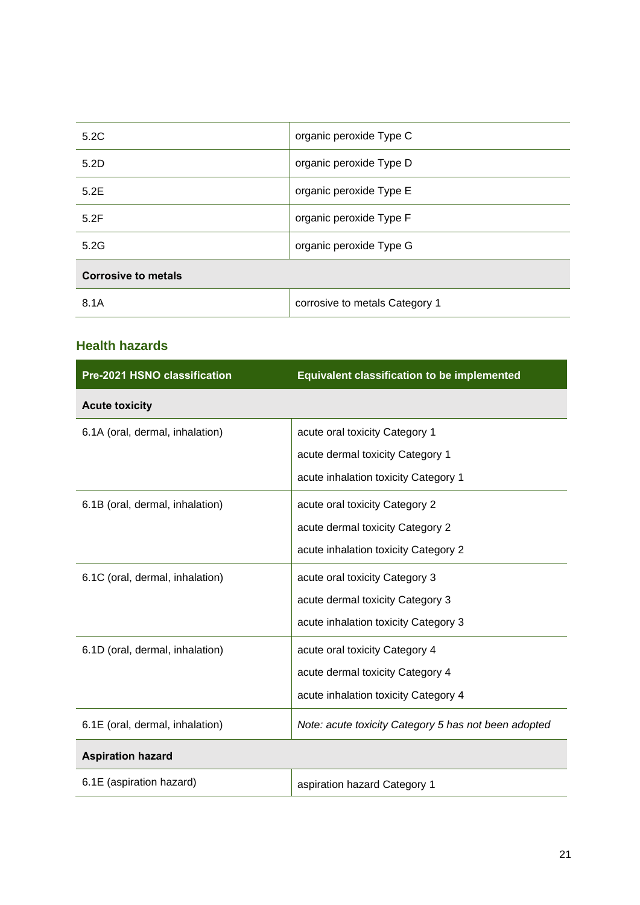| | |
|---|---|
| 5.2C | organic peroxide Type C |
| 5.2D | organic peroxide Type D |
| 5.2E | organic peroxide Type E |
| 5.2F | organic peroxide Type F |
| 5.2G | organic peroxide Type G |
| **Corrosive to metals** | |
| 8.1A | corrosive to metals Category 1 |

### Health hazards

| Pre-2021 HSNO classification | Equivalent classification to be implemented |
|---|---|
| **Acute toxicity** | |
| 6.1A (oral, dermal, inhalation) | acute oral toxicity Category 1<br>acute dermal toxicity Category 1<br>acute inhalation toxicity Category 1 |
| 6.1B (oral, dermal, inhalation) | acute oral toxicity Category 2<br>acute dermal toxicity Category 2<br>acute inhalation toxicity Category 2 |
| 6.1C (oral, dermal, inhalation) | acute oral toxicity Category 3<br>acute dermal toxicity Category 3<br>acute inhalation toxicity Category 3 |
| 6.1D (oral, dermal, inhalation) | acute oral toxicity Category 4<br>acute dermal toxicity Category 4<br>acute inhalation toxicity Category 4 |
| 6.1E (oral, dermal, inhalation) | *Note: acute toxicity Category 5 has not been adopted* |
| **Aspiration hazard** | |
| 6.1E (aspiration hazard) | aspiration hazard Category 1 |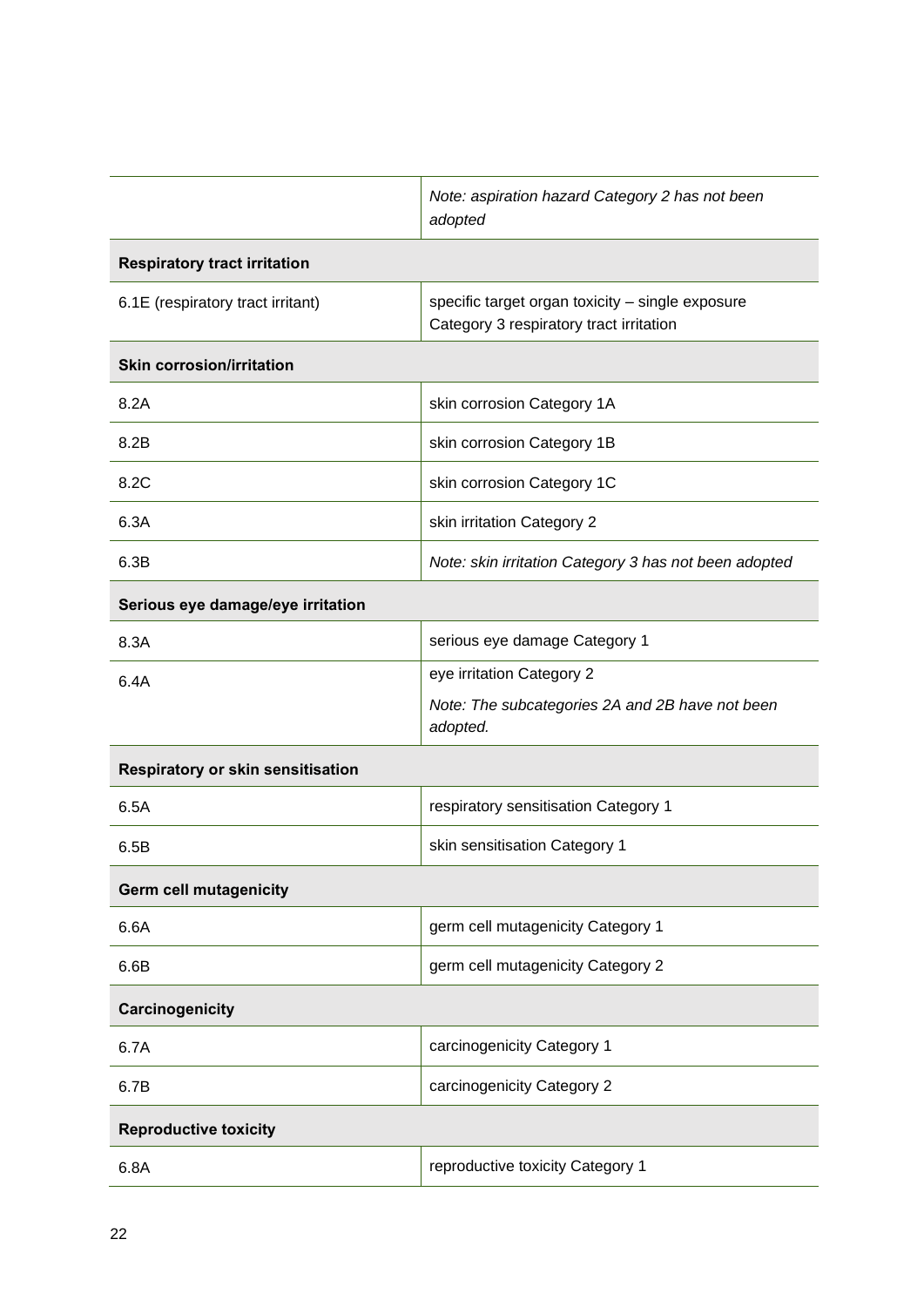| | |
|---|---|
| | *Note: aspiration hazard Category 2 has not been adopted* |
| **Respiratory tract irritation** | |
| 6.1E (respiratory tract irritant) | specific target organ toxicity – single exposure Category 3 respiratory tract irritation |
| **Skin corrosion/irritation** | |
| 8.2A | skin corrosion Category 1A |
| 8.2B | skin corrosion Category 1B |
| 8.2C | skin corrosion Category 1C |
| 6.3A | skin irritation Category 2 |
| 6.3B | *Note: skin irritation Category 3 has not been adopted* |
| **Serious eye damage/eye irritation** | |
| 8.3A | serious eye damage Category 1 |
| 6.4A | eye irritation Category 2<br>*Note: The subcategories 2A and 2B have not been adopted.* |
| **Respiratory or skin sensitisation** | |
| 6.5A | respiratory sensitisation Category 1 |
| 6.5B | skin sensitisation Category 1 |
| **Germ cell mutagenicity** | |
| 6.6A | germ cell mutagenicity Category 1 |
| 6.6B | germ cell mutagenicity Category 2 |
| **Carcinogenicity** | |
| 6.7A | carcinogenicity Category 1 |
| 6.7B | carcinogenicity Category 2 |
| **Reproductive toxicity** | |
| 6.8A | reproductive toxicity Category 1 |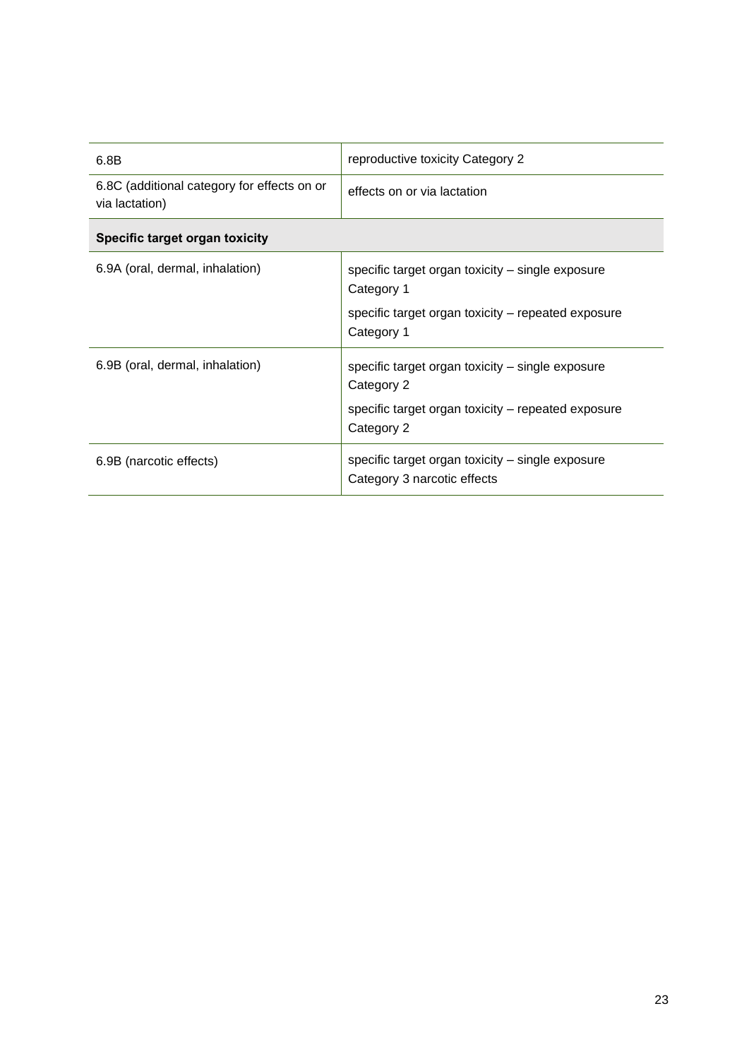| | |
|---|---|
| 6.8B | reproductive toxicity Category 2 |
| 6.8C (additional category for effects on or via lactation) | effects on or via lactation |
| **Specific target organ toxicity** | |
| 6.9A (oral, dermal, inhalation) | specific target organ toxicity – single exposure Category 1<br><br>specific target organ toxicity – repeated exposure Category 1 |
| 6.9B (oral, dermal, inhalation) | specific target organ toxicity – single exposure Category 2<br><br>specific target organ toxicity – repeated exposure Category 2 |
| 6.9B (narcotic effects) | specific target organ toxicity – single exposure Category 3 narcotic effects |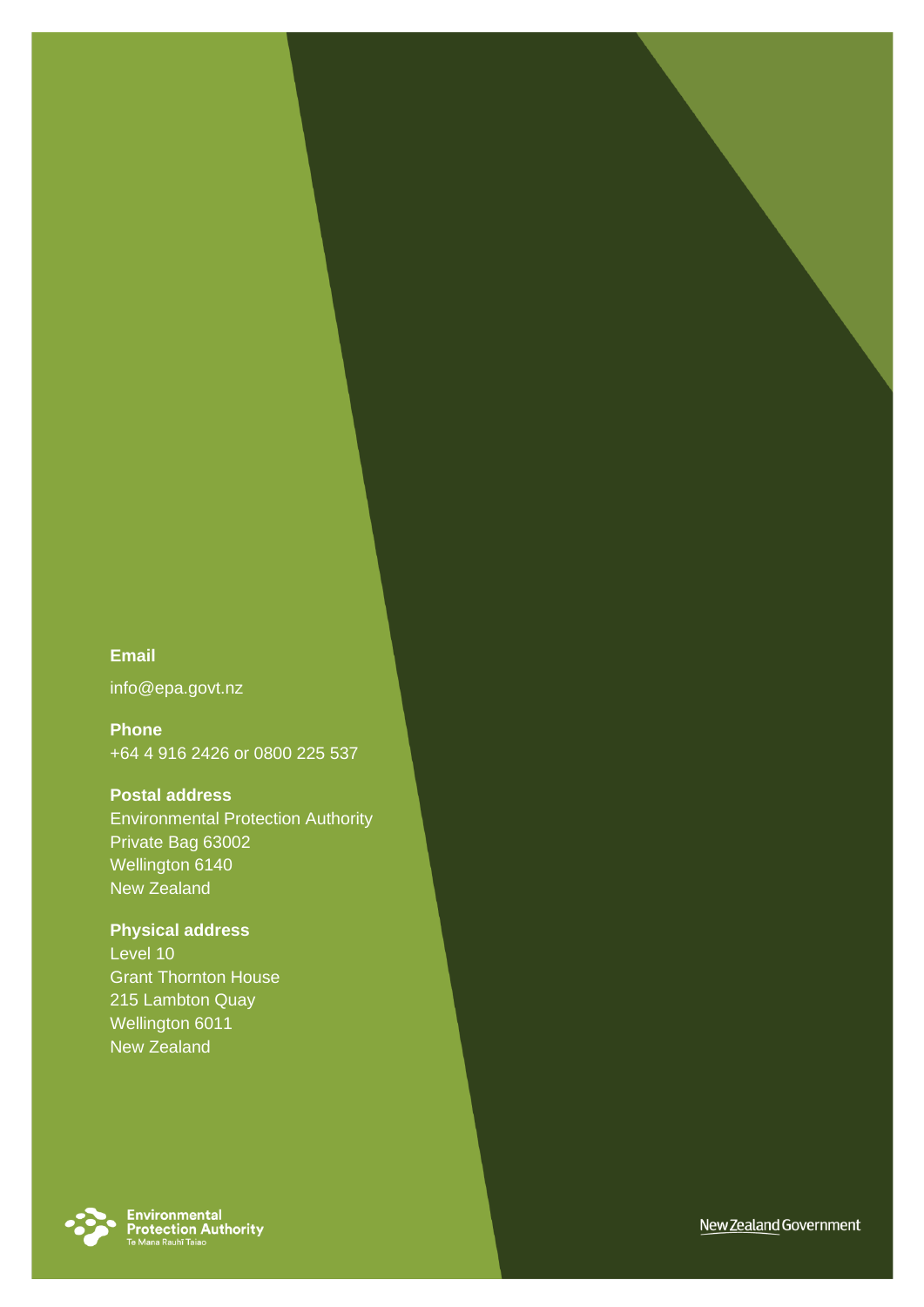**Email**

info@epa.govt.nz

**Phone**

+64 4 916 2426 or 0800 225 537

**Postal address**

Environmental Protection Authority
Private Bag 63002
Wellington 6140
New Zealand

**Physical address**

Level 10
Grant Thornton House
215 Lambton Quay
Wellington 6011
New Zealand

Environmental Protection Authority
Te Mana Rauhī Taiao

New Zealand Government